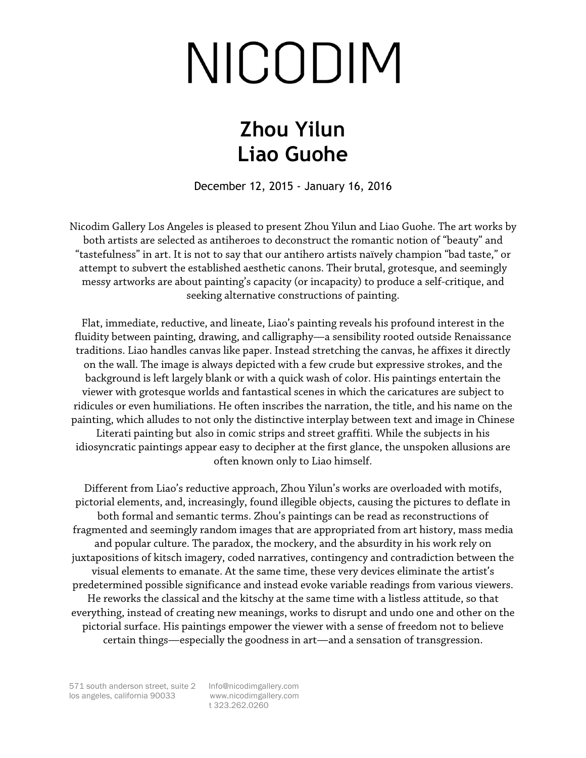# NICODIM

## Zhou Yilun
## Liao Guohe

December 12, 2015 - January 16, 2016

Nicodim Gallery Los Angeles is pleased to present Zhou Yilun and Liao Guohe. The art works by both artists are selected as antiheroes to deconstruct the romantic notion of "beauty" and "tastefulness" in art. It is not to say that our antihero artists naïvely champion "bad taste," or attempt to subvert the established aesthetic canons. Their brutal, grotesque, and seemingly messy artworks are about painting's capacity (or incapacity) to produce a self-critique, and seeking alternative constructions of painting.

Flat, immediate, reductive, and lineate, Liao's painting reveals his profound interest in the fluidity between painting, drawing, and calligraphy—a sensibility rooted outside Renaissance traditions. Liao handles canvas like paper. Instead stretching the canvas, he affixes it directly on the wall. The image is always depicted with a few crude but expressive strokes, and the background is left largely blank or with a quick wash of color. His paintings entertain the viewer with grotesque worlds and fantastical scenes in which the caricatures are subject to ridicules or even humiliations. He often inscribes the narration, the title, and his name on the painting, which alludes to not only the distinctive interplay between text and image in Chinese Literati painting but also in comic strips and street graffiti. While the subjects in his idiosyncratic paintings appear easy to decipher at the first glance, the unspoken allusions are often known only to Liao himself.

Different from Liao's reductive approach, Zhou Yilun's works are overloaded with motifs, pictorial elements, and, increasingly, found illegible objects, causing the pictures to deflate in both formal and semantic terms. Zhou's paintings can be read as reconstructions of fragmented and seemingly random images that are appropriated from art history, mass media and popular culture. The paradox, the mockery, and the absurdity in his work rely on juxtapositions of kitsch imagery, coded narratives, contingency and contradiction between the visual elements to emanate. At the same time, these very devices eliminate the artist's predetermined possible significance and instead evoke variable readings from various viewers. He reworks the classical and the kitschy at the same time with a listless attitude, so that everything, instead of creating new meanings, works to disrupt and undo one and other on the pictorial surface. His paintings empower the viewer with a sense of freedom not to believe certain things—especially the goodness in art—and a sensation of transgression.

571 south anderson street, suite 2
los angeles, california 90033

Info@nicodimgallery.com
www.nicodimgallery.com
t 323.262.0260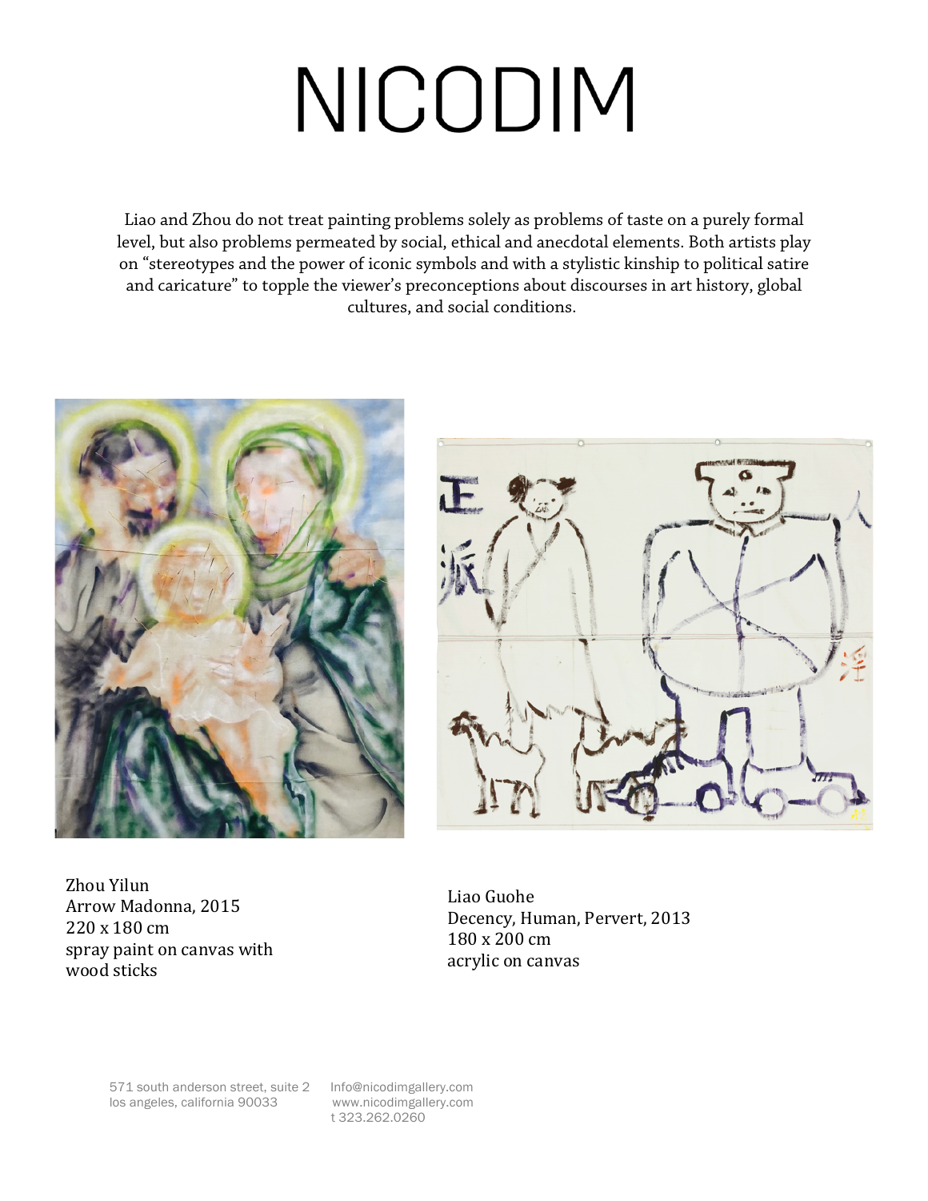# NICODIM

Liao and Zhou do not treat painting problems solely as problems of taste on a purely formal level, but also problems permeated by social, ethical and anecdotal elements. Both artists play on "stereotypes and the power of iconic symbols and with a stylistic kinship to political satire and caricature" to topple the viewer's preconceptions about discourses in art history, global cultures, and social conditions.

Zhou Yilun
Arrow Madonna, 2015
220 x 180 cm
spray paint on canvas with wood sticks

Liao Guohe
Decency, Human, Pervert, 2013
180 x 200 cm
acrylic on canvas

571 south anderson street, suite 2
los angeles, california 90033

Info@nicodimgallery.com
www.nicodimgallery.com
t 323.262.0260